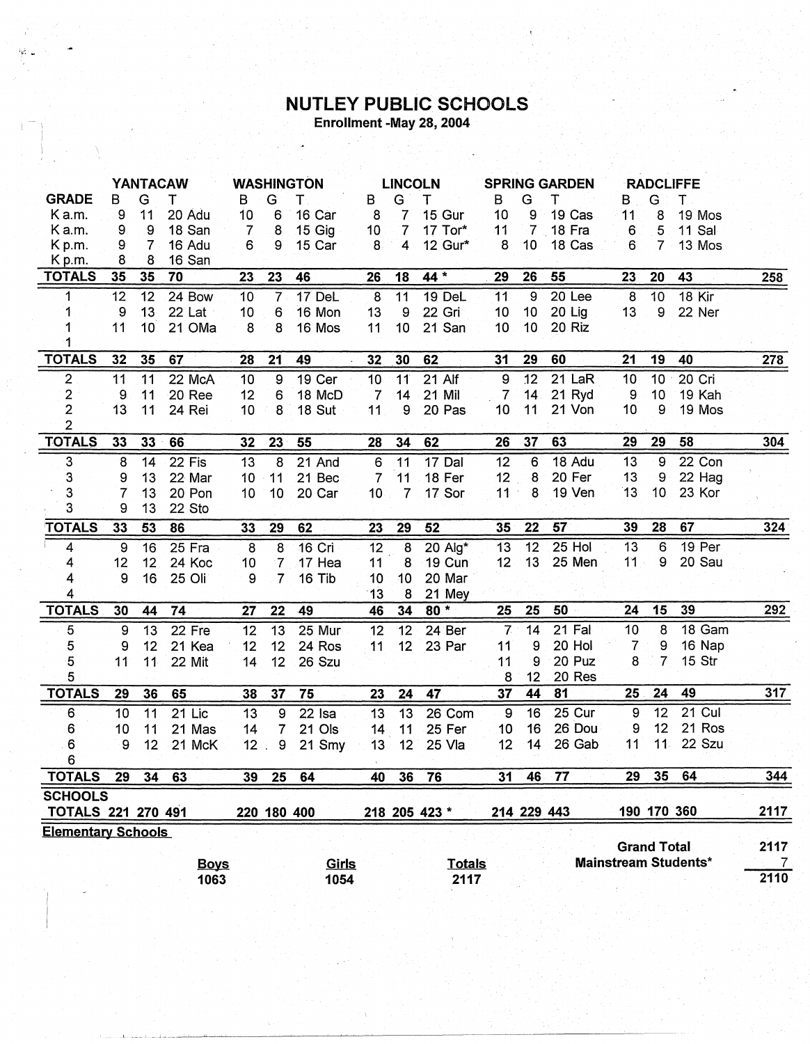# NUTLEY PUBLIC SCHOOLS

**Enrollment -May 28, 2004**

| GRADE | YANTACAW B | G | T | WASHINGTON B | G | T | LINCOLN B | G | T | SPRING GARDEN B | G | T | RADCLIFFE B | G | T | |
|---|---|---|---|---|---|---|---|---|---|---|---|---|---|---|---|---|
| K a.m. | 9 | 11 | 20 Adu | 10 | 6 | 16 Car | 8 | 7 | 15 Gur | 10 | 9 | 19 Cas | 11 | 8 | 19 Mos | |
| K a.m. | 9 | 9 | 18 San | 7 | 8 | 15 Gig | 10 | 7 | 17 Tor* | 11 | 7 | 18 Fra | 6 | 5 | 11 Sal | |
| K p.m. | 9 | 7 | 16 Adu | 6 | 9 | 15 Car | 8 | 4 | 12 Gur* | 8 | 10 | 18 Cas | 6 | 7 | 13 Mos | |
| K p.m. | 8 | 8 | 16 San | | | | | | | | | | | | | |
| **TOTALS** | 35 | 35 | 70 | 23 | 23 | 46 | 26 | 18 | 44 * | 29 | 26 | 55 | 23 | 20 | 43 | 258 |
| 1 | 12 | 12 | 24 Bow | 10 | 7 | 17 DeL | 8 | 11 | 19 DeL | 11 | 9 | 20 Lee | 8 | 10 | 18 Kir | |
| 1 | 9 | 13 | 22 Lat | 10 | 6 | 16 Mon | 13 | 9 | 22 Gri | 10 | 10 | 20 Lig | 13 | 9 | 22 Ner | |
| 1 | 11 | 10 | 21 OMa | 8 | 8 | 16 Mos | 11 | 10 | 21 San | 10 | 10 | 20 Riz | | | | |
| 1 | | | | | | | | | | | | | | | | |
| **TOTALS** | 32 | 35 | 67 | 28 | 21 | 49 | 32 | 30 | 62 | 31 | 29 | 60 | 21 | 19 | 40 | 278 |
| 2 | 11 | 11 | 22 McA | 10 | 9 | 19 Cer | 10 | 11 | 21 Alf | 9 | 12 | 21 LaR | 10 | 10 | 20 Cri | |
| 2 | 9 | 11 | 20 Ree | 12 | 6 | 18 McD | 7 | 14 | 21 Mil | 7 | 14 | 21 Ryd | 9 | 10 | 19 Kah | |
| 2 | 13 | 11 | 24 Rei | 10 | 8 | 18 Sut | 11 | 9 | 20 Pas | 10 | 11 | 21 Von | 10 | 9 | 19 Mos | |
| 2 | | | | | | | | | | | | | | | | |
| **TOTALS** | 33 | 33 | 66 | 32 | 23 | 55 | 28 | 34 | 62 | 26 | 37 | 63 | 29 | 29 | 58 | 304 |
| 3 | 8 | 14 | 22 Fis | 13 | 8 | 21 And | 6 | 11 | 17 Dal | 12 | 6 | 18 Adu | 13 | 9 | 22 Con | |
| 3 | 9 | 13 | 22 Mar | 10 | 11 | 21 Bec | 7 | 11 | 18 Fer | 12 | 8 | 20 Fer | 13 | 9 | 22 Hag | |
| 3 | 7 | 13 | 20 Pon | 10 | 10 | 20 Car | 10 | 7 | 17 Sor | 11 | 8 | 19 Ven | 13 | 10 | 23 Kor | |
| 3 | 9 | 13 | 22 Sto | | | | | | | | | | | | | |
| **TOTALS** | 33 | 53 | 86 | 33 | 29 | 62 | 23 | 29 | 52 | 35 | 22 | 57 | 39 | 28 | 67 | 324 |
| 4 | 9 | 16 | 25 Fra | 8 | 8 | 16 Cri | 12 | 8 | 20 Alg* | 13 | 12 | 25 Hol | 13 | 6 | 19 Per | |
| 4 | 12 | 12 | 24 Koc | 10 | 7 | 17 Hea | 11 | 8 | 19 Cun | 12 | 13 | 25 Men | 11 | 9 | 20 Sau | |
| 4 | 9 | 16 | 25 Oli | 9 | 7 | 16 Tib | 10 | 10 | 20 Mar | | | | | | | |
| 4 | | | | | | | 13 | 8 | 21 Mey | | | | | | | |
| **TOTALS** | 30 | 44 | 74 | 27 | 22 | 49 | 46 | 34 | 80 * | 25 | 25 | 50 | 24 | 15 | 39 | 292 |
| 5 | 9 | 13 | 22 Fre | 12 | 13 | 25 Mur | 12 | 12 | 24 Ber | 7 | 14 | 21 Fal | 10 | 8 | 18 Gam | |
| 5 | 9 | 12 | 21 Kea | 12 | 12 | 24 Ros | 11 | 12 | 23 Par | 11 | 9 | 20 Hol | 7 | 9 | 16 Nap | |
| 5 | 11 | 11 | 22 Mit | 14 | 12 | 26 Szu | | | | 11 | 9 | 20 Puz | 8 | 7 | 15 Str | |
| 5 | | | | | | | | | | 8 | 12 | 20 Res | | | | |
| **TOTALS** | 29 | 36 | 65 | 38 | 37 | 75 | 23 | 24 | 47 | 37 | 44 | 81 | 25 | 24 | 49 | 317 |
| 6 | 10 | 11 | 21 Lic | 13 | 9 | 22 Isa | 13 | 13 | 26 Com | 9 | 16 | 25 Cur | 9 | 12 | 21 Cul | |
| 6 | 10 | 11 | 21 Mas | 14 | 7 | 21 Ols | 14 | 11 | 25 Fer | 10 | 16 | 26 Dou | 9 | 12 | 21 Ros | |
| 6 | 9 | 12 | 21 McK | 12 | 9 | 21 Smy | 13 | 12 | 25 Vla | 12 | 14 | 26 Gab | 11 | 11 | 22 Szu | |
| 6 | | | | | | | | | | | | | | | | |
| **TOTALS** | 29 | 34 | 63 | 39 | 25 | 64 | 40 | 36 | 76 | 31 | 46 | 77 | 29 | 35 | 64 | 344 |
| **SCHOOLS TOTALS** | 221 | 270 | 491 | 220 | 180 | 400 | 218 | 205 | 423 * | 214 | 229 | 443 | 190 | 170 | 360 | 2117 |

**Elementary Schools**

| Boys | Girls | Totals |
|---|---|---|
| 1063 | 1054 | 2117 |

| | |
|---|---|
| **Grand Total** | 2117 |
| **Mainstream Students*** | 7 |
| | 2110 |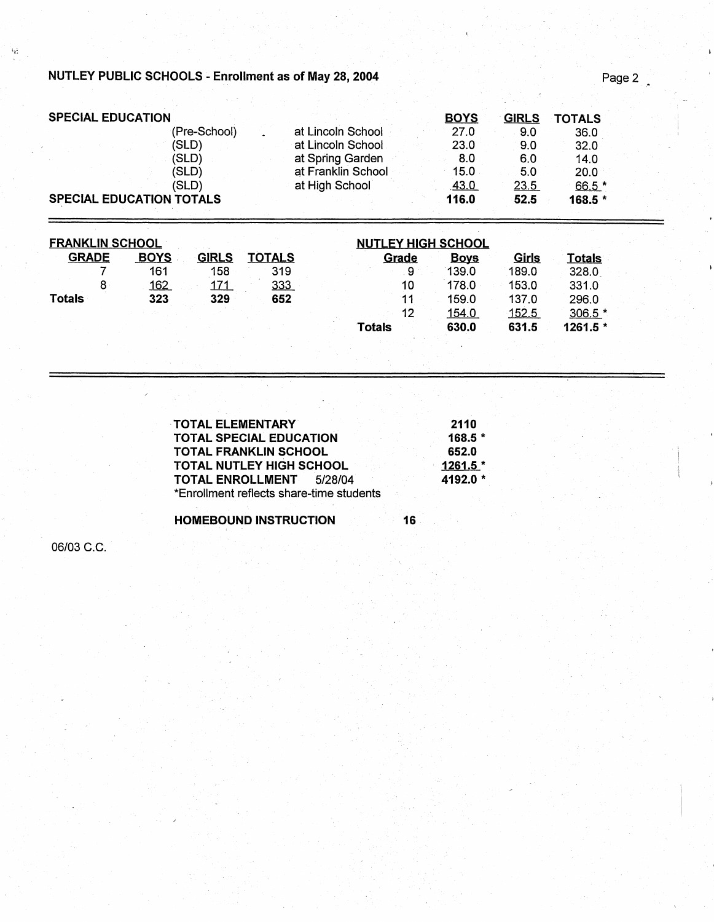## NUTLEY PUBLIC SCHOOLS - Enrollment as of May 28, 2004

| SPECIAL EDUCATION | | BOYS | GIRLS | TOTALS |
|---|---|---|---|---|
| (Pre-School) | at Lincoln School | 27.0 | 9.0 | 36.0 |
| (SLD) | at Lincoln School | 23.0 | 9.0 | 32.0 |
| (SLD) | at Spring Garden | 8.0 | 6.0 | 14.0 |
| (SLD) | at Franklin School | 15.0 | 5.0 | 20.0 |
| (SLD) | at High School | 43.0 | 23.5 | 66.5 * |
| **SPECIAL EDUCATION TOTALS** | | **116.0** | **52.5** | **168.5 \*** |

**FRANKLIN SCHOOL**

| GRADE | BOYS | GIRLS | TOTALS |
|---|---|---|---|
| 7 | 161 | 158 | 319 |
| 8 | 162 | 171 | 333 |
| **Totals** | **323** | **329** | **652** |

**NUTLEY HIGH SCHOOL**

| Grade | Boys | Girls | Totals |
|---|---|---|---|
| 9 | 139.0 | 189.0 | 328.0 |
| 10 | 178.0 | 153.0 | 331.0 |
| 11 | 159.0 | 137.0 | 296.0 |
| 12 | 154.0 | 152.5 | 306.5 * |
| **Totals** | **630.0** | **631.5** | **1261.5 \*** |

| | |
|---|---|
| **TOTAL ELEMENTARY** | **2110** |
| **TOTAL SPECIAL EDUCATION** | **168.5 \*** |
| **TOTAL FRANKLIN SCHOOL** | **652.0** |
| **TOTAL NUTLEY HIGH SCHOOL** | **1261.5 \*** |
| **TOTAL ENROLLMENT** 5/28/04 | **4192.0 \*** |

*Enrollment reflects share-time students

**HOMEBOUND INSTRUCTION** 16

06/03 C.C.